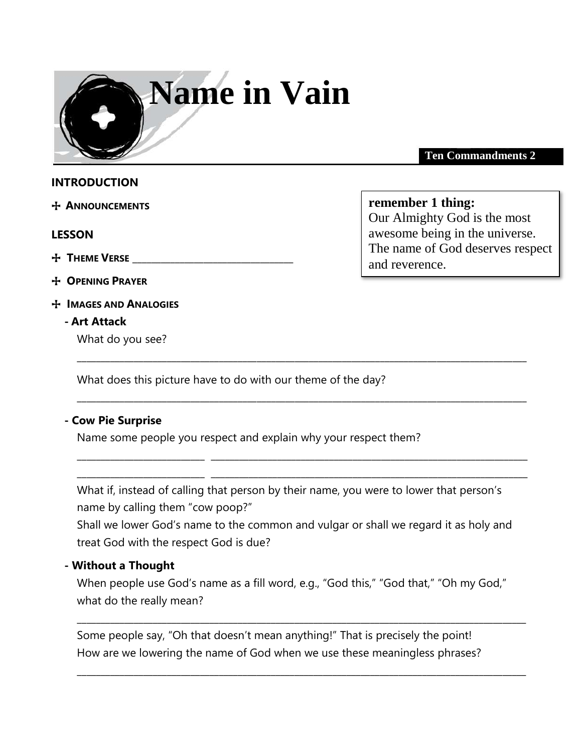# Name in Vain

**Ten Commandments 2**

## INTRODUCTION

- **ANNOUNCEMENTS**

> **remember 1 thing:**
> Our Almighty God is the most awesome being in the universe. The name of God deserves respect and reverence.

## LESSON

- **THEME VERSE** ________________________________
- **OPENING PRAYER**
- **IMAGES AND ANALOGIES**

### - Art Attack

What do you see?

____________________________________________________________________________________________

What does this picture have to do with our theme of the day?

____________________________________________________________________________________________

### - Cow Pie Surprise

Name some people you respect and explain why your respect them?

_________________________ _________________________________________________________________

_________________________ _________________________________________________________________

What if, instead of calling that person by their name, you were to lower that person's name by calling them "cow poop?"

Shall we lower God's name to the common and vulgar or shall we regard it as holy and treat God with the respect God is due?

### - Without a Thought

When people use God's name as a fill word, e.g., "God this," "God that," "Oh my God," what do the really mean?

____________________________________________________________________________________________

Some people say, "Oh that doesn't mean anything!" That is precisely the point!

How are we lowering the name of God when we use these meaningless phrases?

____________________________________________________________________________________________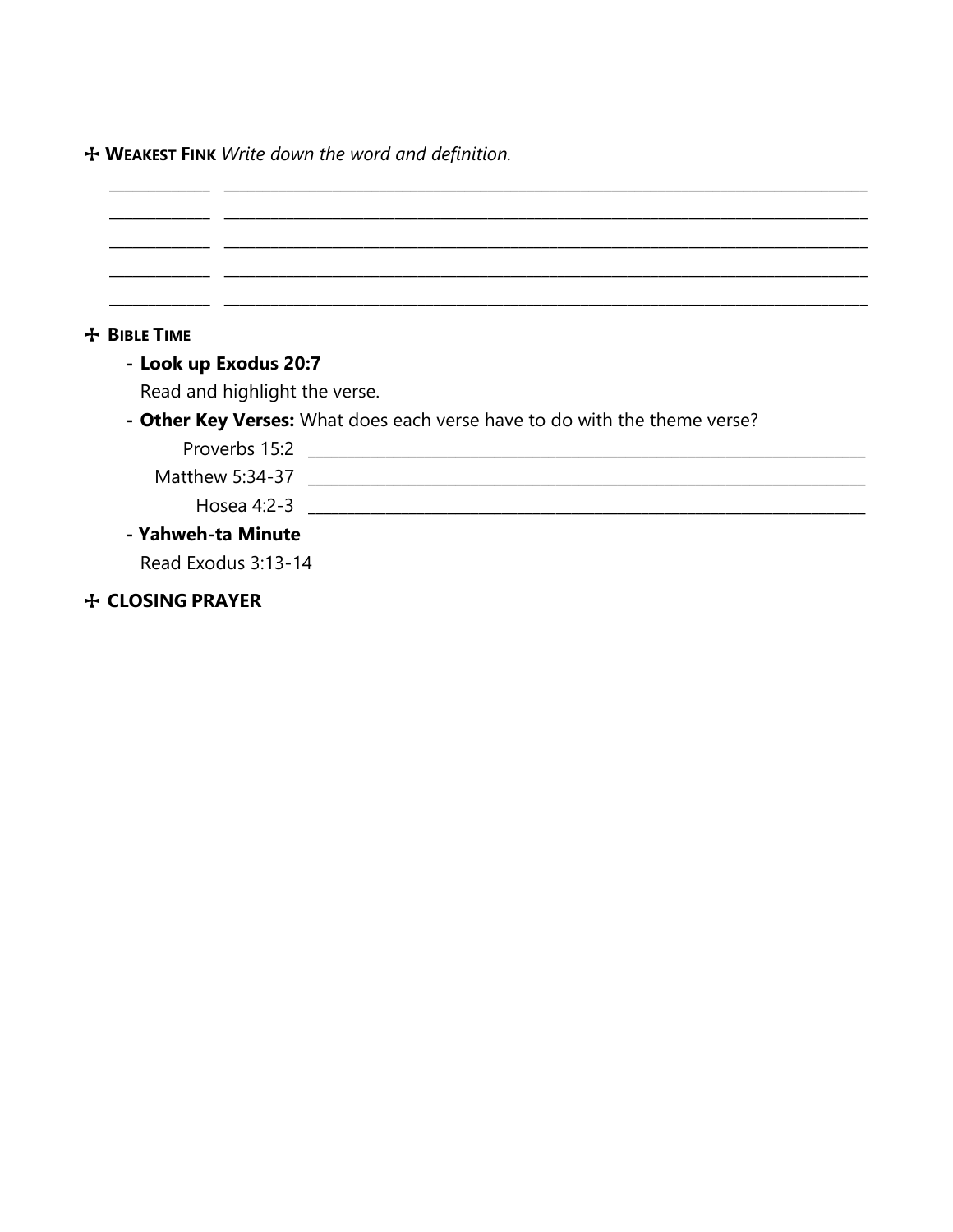✢ **WEAKEST FINK** *Write down the word and definition.*

_____________ __________________________________________________________________________________

_____________ __________________________________________________________________________________

_____________ __________________________________________________________________________________

_____________ __________________________________________________________________________________

_____________ __________________________________________________________________________________

✢ **BIBLE TIME**

- **Look up Exodus 20:7**

  Read and highlight the verse.

- **Other Key Verses:** What does each verse have to do with the theme verse?

  Proverbs 15:2 ______________________________________________________________________

  Matthew 5:34-37 ______________________________________________________________________

  Hosea 4:2-3 ______________________________________________________________________

- **Yahweh-ta Minute**

  Read Exodus 3:13-14

✢ **CLOSING PRAYER**